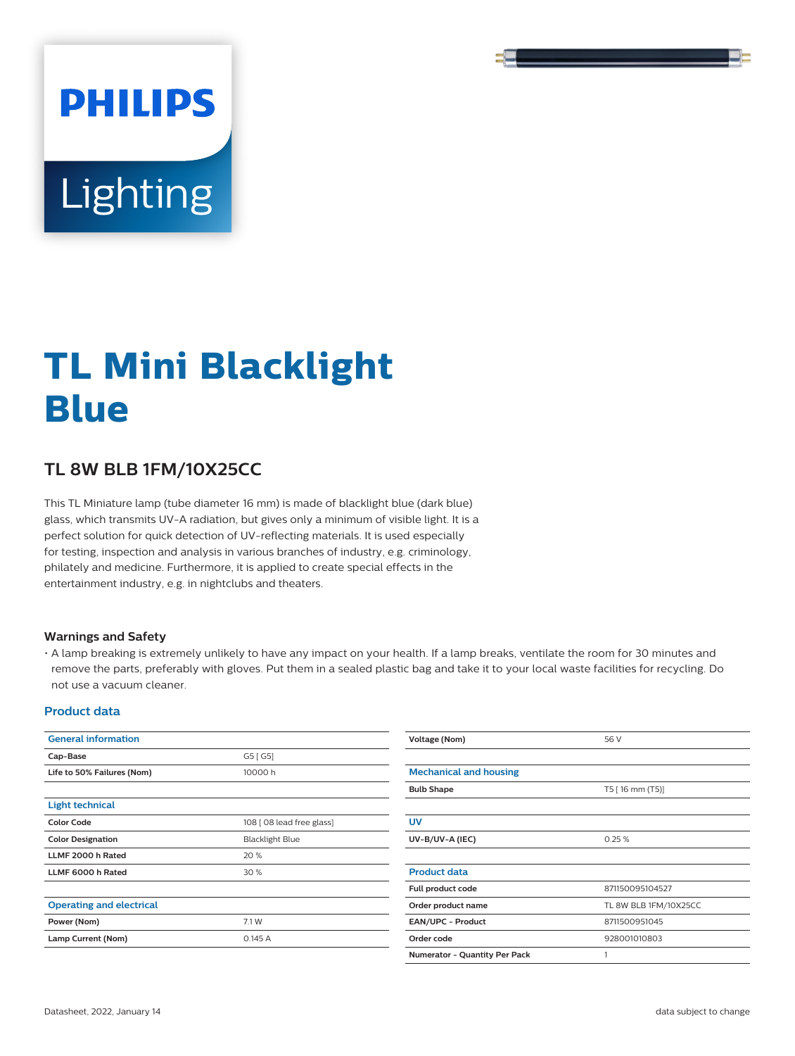# TL Mini Blacklight Blue

## TL 8W BLB 1FM/10X25CC

This TL Miniature lamp (tube diameter 16 mm) is made of blacklight blue (dark blue) glass, which transmits UV-A radiation, but gives only a minimum of visible light. It is a perfect solution for quick detection of UV-reflecting materials. It is used especially for testing, inspection and analysis in various branches of industry, e.g. criminology, philately and medicine. Furthermore, it is applied to create special effects in the entertainment industry, e.g. in nightclubs and theaters.

### Warnings and Safety

- A lamp breaking is extremely unlikely to have any impact on your health. If a lamp breaks, ventilate the room for 30 minutes and remove the parts, preferably with gloves. Put them in a sealed plastic bag and take it to your local waste facilities for recycling. Do not use a vacuum cleaner.

### Product data

| General information | |
|---|---|
| Cap-Base | G5 [ G5] |
| Life to 50% Failures (Nom) | 10000 h |

| Light technical | |
|---|---|
| Color Code | 108 [ 08 lead free glass] |
| Color Designation | Blacklight Blue |
| LLMF 2000 h Rated | 20 % |
| LLMF 6000 h Rated | 30 % |

| Operating and electrical | |
|---|---|
| Power (Nom) | 7.1 W |
| Lamp Current (Nom) | 0.145 A |
| Voltage (Nom) | 56 V |

| Mechanical and housing | |
|---|---|
| Bulb Shape | T5 [ 16 mm (T5)] |

| UV | |
|---|---|
| UV-B/UV-A (IEC) | 0.25 % |

| Product data | |
|---|---|
| Full product code | 871150095104527 |
| Order product name | TL 8W BLB 1FM/10X25CC |
| EAN/UPC - Product | 8711500951045 |
| Order code | 928001010803 |
| Numerator - Quantity Per Pack | 1 |

Datasheet, 2022, January 14

data subject to change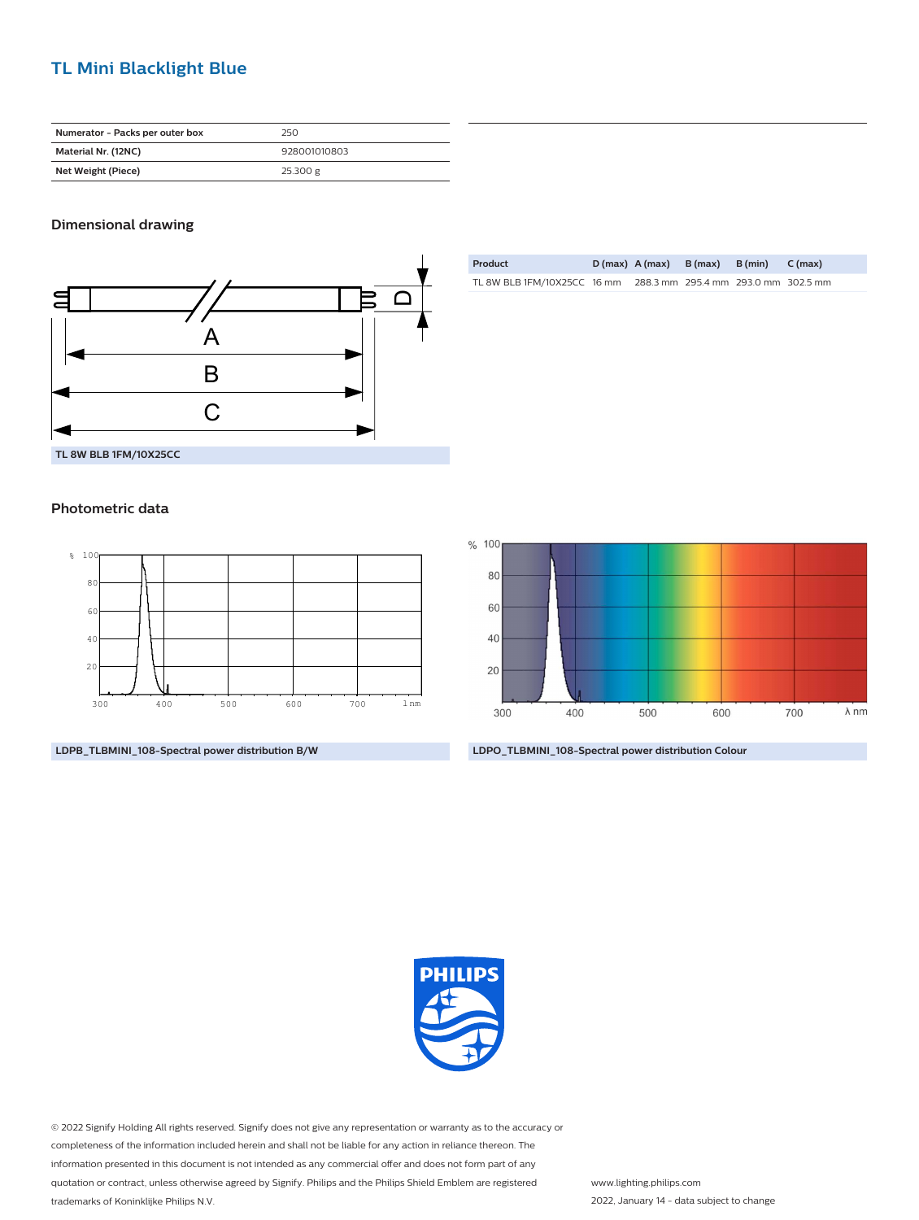# TL Mini Blacklight Blue

| | |
|---|---|
| Numerator - Packs per outer box | 250 |
| Material Nr. (12NC) | 928001010803 |
| Net Weight (Piece) | 25.300 g |

## Dimensional drawing

D

A

B

C

TL 8W BLB 1FM/10X25CC

| Product | D (max) | A (max) | B (max) | B (min) | C (max) |
|---|---|---|---|---|---|
| TL 8W BLB 1FM/10X25CC | 16 mm | 288.3 mm | 295.4 mm | 293.0 mm | 302.5 mm |

## Photometric data

%
100
80
60
40
20
300
400
500
600
700
λ nm

LDPB_TLBMINI_108-Spectral power distribution B/W

%
100
80
60
40
20
300
400
500
600
700
λ nm

LDPO_TLBMINI_108-Spectral power distribution Colour

© 2022 Signify Holding All rights reserved. Signify does not give any representation or warranty as to the accuracy or completeness of the information included herein and shall not be liable for any action in reliance thereon. The information presented in this document is not intended as any commercial offer and does not form part of any quotation or contract, unless otherwise agreed by Signify. Philips and the Philips Shield Emblem are registered trademarks of Koninklijke Philips N.V.

www.lighting.philips.com

2022, January 14 - data subject to change